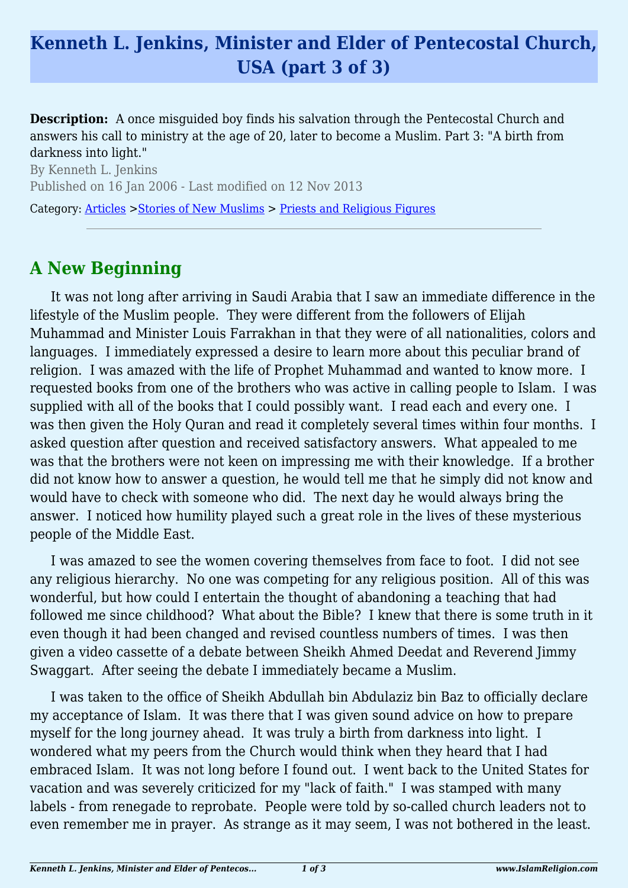# Kenneth L. Jenkins, Minister and Elder of Pentecostal Church, USA (part 3 of 3)

**Description:** A once misguided boy finds his salvation through the Pentecostal Church and answers his call to ministry at the age of 20, later to become a Muslim. Part 3: "A birth from darkness into light."

By Kenneth L. Jenkins

Published on 16 Jan 2006 - Last modified on 12 Nov 2013

Category: Articles >Stories of New Muslims > Priests and Religious Figures

---

## A New Beginning

It was not long after arriving in Saudi Arabia that I saw an immediate difference in the lifestyle of the Muslim people. They were different from the followers of Elijah Muhammad and Minister Louis Farrakhan in that they were of all nationalities, colors and languages. I immediately expressed a desire to learn more about this peculiar brand of religion. I was amazed with the life of Prophet Muhammad and wanted to know more. I requested books from one of the brothers who was active in calling people to Islam. I was supplied with all of the books that I could possibly want. I read each and every one. I was then given the Holy Quran and read it completely several times within four months. I asked question after question and received satisfactory answers. What appealed to me was that the brothers were not keen on impressing me with their knowledge. If a brother did not know how to answer a question, he would tell me that he simply did not know and would have to check with someone who did. The next day he would always bring the answer. I noticed how humility played such a great role in the lives of these mysterious people of the Middle East.

I was amazed to see the women covering themselves from face to foot. I did not see any religious hierarchy. No one was competing for any religious position. All of this was wonderful, but how could I entertain the thought of abandoning a teaching that had followed me since childhood? What about the Bible? I knew that there is some truth in it even though it had been changed and revised countless numbers of times. I was then given a video cassette of a debate between Sheikh Ahmed Deedat and Reverend Jimmy Swaggart. After seeing the debate I immediately became a Muslim.

I was taken to the office of Sheikh Abdullah bin Abdulaziz bin Baz to officially declare my acceptance of Islam. It was there that I was given sound advice on how to prepare myself for the long journey ahead. It was truly a birth from darkness into light. I wondered what my peers from the Church would think when they heard that I had embraced Islam. It was not long before I found out. I went back to the United States for vacation and was severely criticized for my "lack of faith." I was stamped with many labels - from renegade to reprobate. People were told by so-called church leaders not to even remember me in prayer. As strange as it may seem, I was not bothered in the least.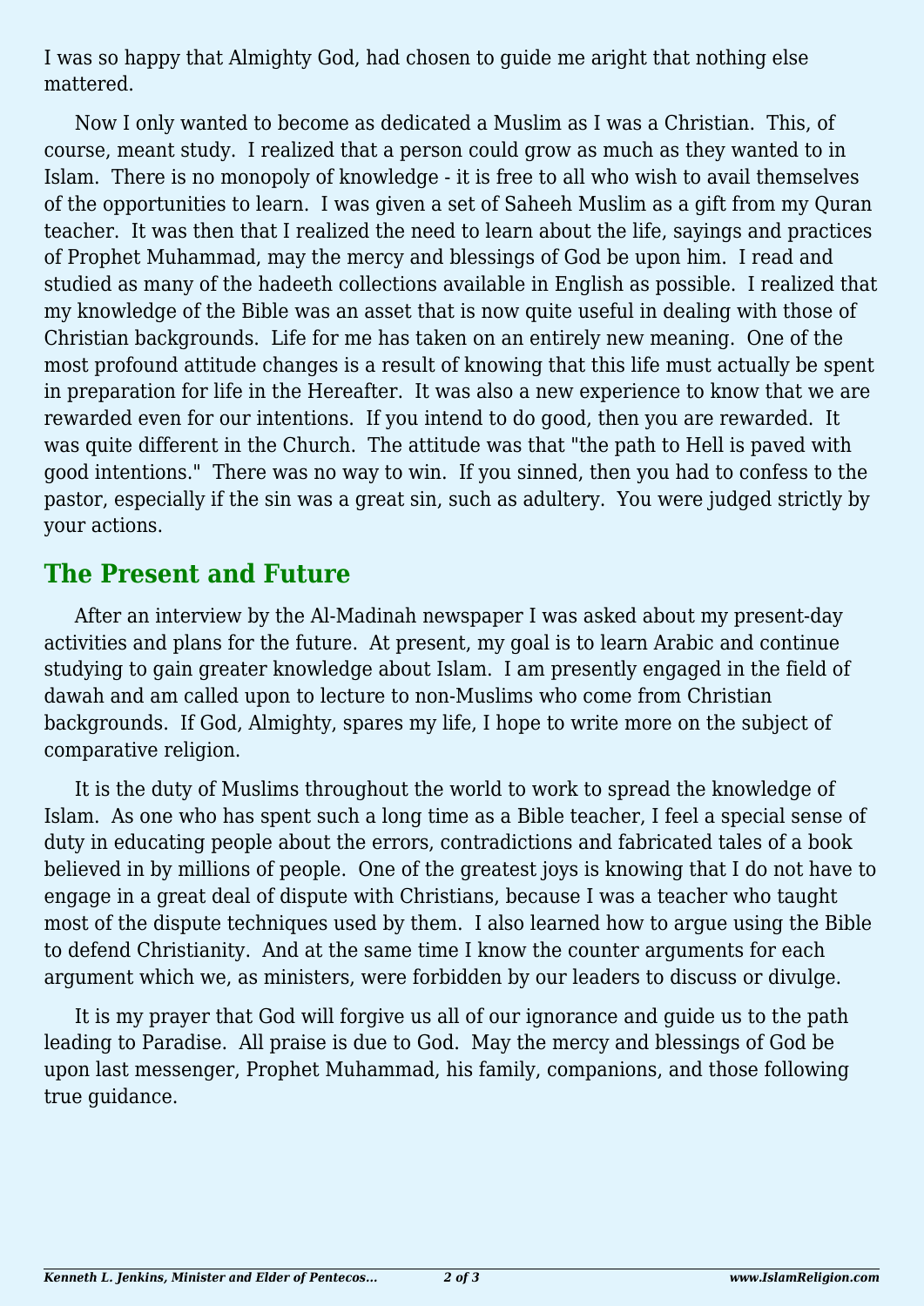I was so happy that Almighty God, had chosen to guide me aright that nothing else mattered.

Now I only wanted to become as dedicated a Muslim as I was a Christian. This, of course, meant study. I realized that a person could grow as much as they wanted to in Islam. There is no monopoly of knowledge - it is free to all who wish to avail themselves of the opportunities to learn. I was given a set of Saheeh Muslim as a gift from my Quran teacher. It was then that I realized the need to learn about the life, sayings and practices of Prophet Muhammad, may the mercy and blessings of God be upon him. I read and studied as many of the hadeeth collections available in English as possible. I realized that my knowledge of the Bible was an asset that is now quite useful in dealing with those of Christian backgrounds. Life for me has taken on an entirely new meaning. One of the most profound attitude changes is a result of knowing that this life must actually be spent in preparation for life in the Hereafter. It was also a new experience to know that we are rewarded even for our intentions. If you intend to do good, then you are rewarded. It was quite different in the Church. The attitude was that "the path to Hell is paved with good intentions." There was no way to win. If you sinned, then you had to confess to the pastor, especially if the sin was a great sin, such as adultery. You were judged strictly by your actions.

## The Present and Future

After an interview by the Al-Madinah newspaper I was asked about my present-day activities and plans for the future. At present, my goal is to learn Arabic and continue studying to gain greater knowledge about Islam. I am presently engaged in the field of dawah and am called upon to lecture to non-Muslims who come from Christian backgrounds. If God, Almighty, spares my life, I hope to write more on the subject of comparative religion.

It is the duty of Muslims throughout the world to work to spread the knowledge of Islam. As one who has spent such a long time as a Bible teacher, I feel a special sense of duty in educating people about the errors, contradictions and fabricated tales of a book believed in by millions of people. One of the greatest joys is knowing that I do not have to engage in a great deal of dispute with Christians, because I was a teacher who taught most of the dispute techniques used by them. I also learned how to argue using the Bible to defend Christianity. And at the same time I know the counter arguments for each argument which we, as ministers, were forbidden by our leaders to discuss or divulge.

It is my prayer that God will forgive us all of our ignorance and guide us to the path leading to Paradise. All praise is due to God. May the mercy and blessings of God be upon last messenger, Prophet Muhammad, his family, companions, and those following true guidance.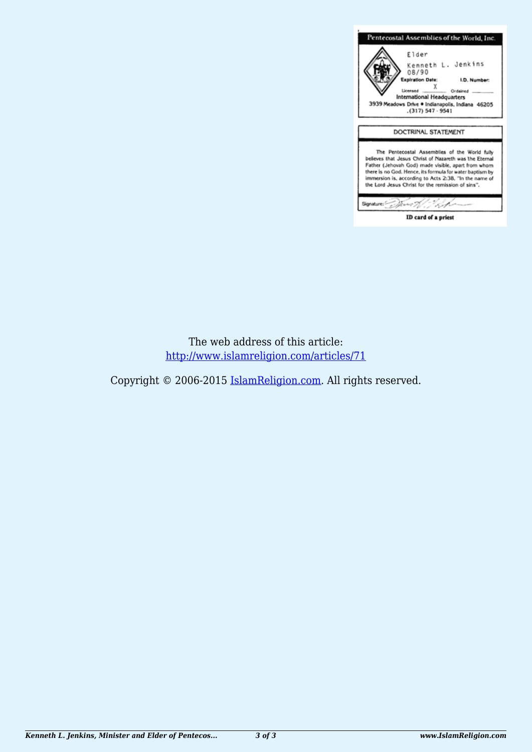Pentecostal Assemblies of the World, Inc.

Elder

Kenneth L. Jenkins
08/90

Expiration Date: I.D. Number:

Licensed X Ordained

International Headquarters
3939 Meadows Drive • Indianapolis, Indiana 46205
.(317) 547 - 9541

DOCTRINAL STATEMENT

The Pentecostal Assemblies of the World fully believes that Jesus Christ of Nazareth was the Eternal Father (Jehovah God) made visible, apart from whom there is no God. Hence, its formula for water baptism by immersion is, according to Acts 2:38, "In the name of the Lord Jesus Christ for the remission of sins".

Signature:

**ID card of a priest**

The web address of this article:
[http://www.islamreligion.com/articles/71](http://www.islamreligion.com/articles/71)

Copyright © 2006-2015 [IslamReligion.com](http://www.islamreligion.com). All rights reserved.